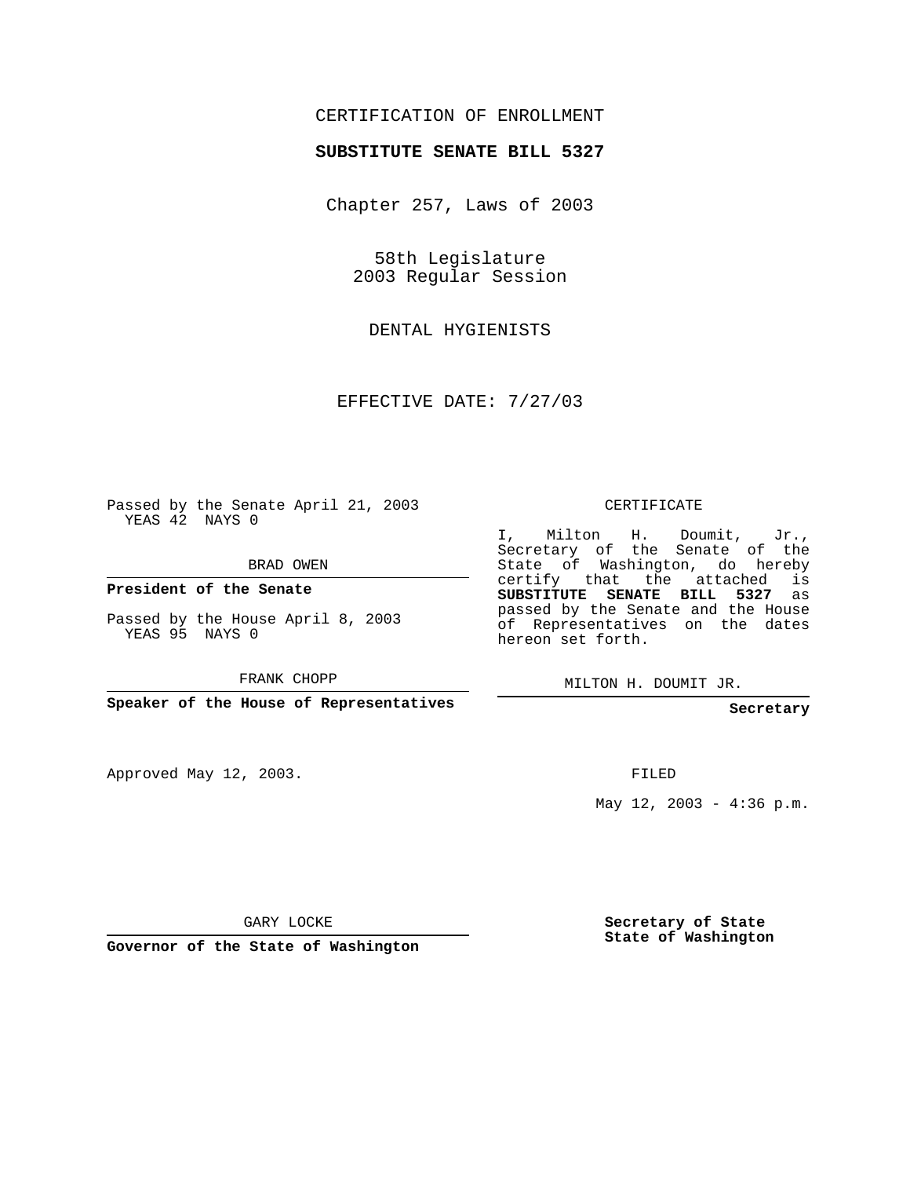CERTIFICATION OF ENROLLMENT

**SUBSTITUTE SENATE BILL 5327**

Chapter 257, Laws of 2003

58th Legislature
2003 Regular Session

DENTAL HYGIENISTS

EFFECTIVE DATE: 7/27/03

Passed by the Senate April 21, 2003
YEAS 42 NAYS 0

BRAD OWEN

**President of the Senate**

Passed by the House April 8, 2003
YEAS 95 NAYS 0

FRANK CHOPP

**Speaker of the House of Representatives**

Approved May 12, 2003.

GARY LOCKE

**Governor of the State of Washington**

CERTIFICATE

I, Milton H. Doumit, Jr., Secretary of the Senate of the State of Washington, do hereby certify that the attached is **SUBSTITUTE SENATE BILL 5327** as passed by the Senate and the House of Representatives on the dates hereon set forth.

MILTON H. DOUMIT JR.

**Secretary**

FILED

May 12, 2003 - 4:36 p.m.

**Secretary of State**
**State of Washington**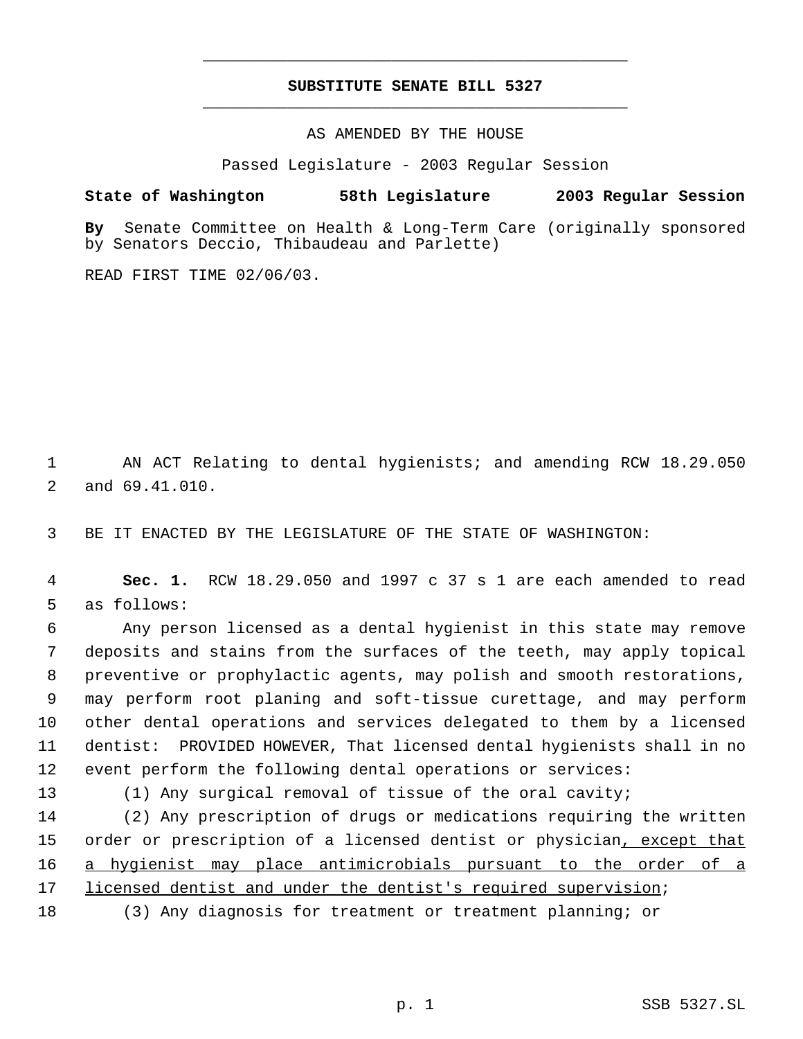# SUBSTITUTE SENATE BILL 5327

AS AMENDED BY THE HOUSE

Passed Legislature - 2003 Regular Session

**State of Washington 58th Legislature 2003 Regular Session**

**By** Senate Committee on Health & Long-Term Care (originally sponsored by Senators Deccio, Thibaudeau and Parlette)

READ FIRST TIME 02/06/03.

1 AN ACT Relating to dental hygienists; and amending RCW 18.29.050
2 and 69.41.010.

3 BE IT ENACTED BY THE LEGISLATURE OF THE STATE OF WASHINGTON:

4 **Sec. 1.** RCW 18.29.050 and 1997 c 37 s 1 are each amended to read
5 as follows:

6 Any person licensed as a dental hygienist in this state may remove
7 deposits and stains from the surfaces of the teeth, may apply topical
8 preventive or prophylactic agents, may polish and smooth restorations,
9 may perform root planing and soft-tissue curettage, and may perform
10 other dental operations and services delegated to them by a licensed
11 dentist: PROVIDED HOWEVER, That licensed dental hygienists shall in no
12 event perform the following dental operations or services:

13 (1) Any surgical removal of tissue of the oral cavity;

14 (2) Any prescription of drugs or medications requiring the written
15 order or prescription of a licensed dentist or physician<u>, except that</u>
16 <u>a hygienist may place antimicrobials pursuant to the order of a</u>
17 <u>licensed dentist and under the dentist's required supervision</u>;

18 (3) Any diagnosis for treatment or treatment planning; or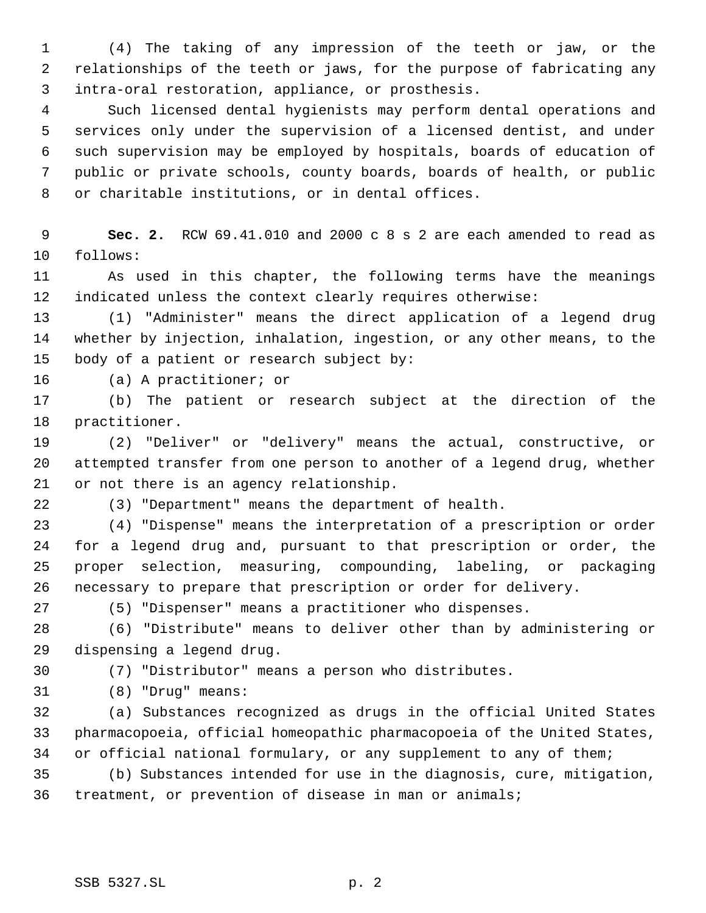(4) The taking of any impression of the teeth or jaw, or the relationships of the teeth or jaws, for the purpose of fabricating any intra-oral restoration, appliance, or prosthesis.

Such licensed dental hygienists may perform dental operations and services only under the supervision of a licensed dentist, and under such supervision may be employed by hospitals, boards of education of public or private schools, county boards, boards of health, or public or charitable institutions, or in dental offices.

**Sec. 2.** RCW 69.41.010 and 2000 c 8 s 2 are each amended to read as follows:

As used in this chapter, the following terms have the meanings indicated unless the context clearly requires otherwise:

(1) "Administer" means the direct application of a legend drug whether by injection, inhalation, ingestion, or any other means, to the body of a patient or research subject by:

(a) A practitioner; or

(b) The patient or research subject at the direction of the practitioner.

(2) "Deliver" or "delivery" means the actual, constructive, or attempted transfer from one person to another of a legend drug, whether or not there is an agency relationship.

(3) "Department" means the department of health.

(4) "Dispense" means the interpretation of a prescription or order for a legend drug and, pursuant to that prescription or order, the proper selection, measuring, compounding, labeling, or packaging necessary to prepare that prescription or order for delivery.

(5) "Dispenser" means a practitioner who dispenses.

(6) "Distribute" means to deliver other than by administering or dispensing a legend drug.

(7) "Distributor" means a person who distributes.

(8) "Drug" means:

(a) Substances recognized as drugs in the official United States pharmacopoeia, official homeopathic pharmacopoeia of the United States, or official national formulary, or any supplement to any of them;

(b) Substances intended for use in the diagnosis, cure, mitigation, treatment, or prevention of disease in man or animals;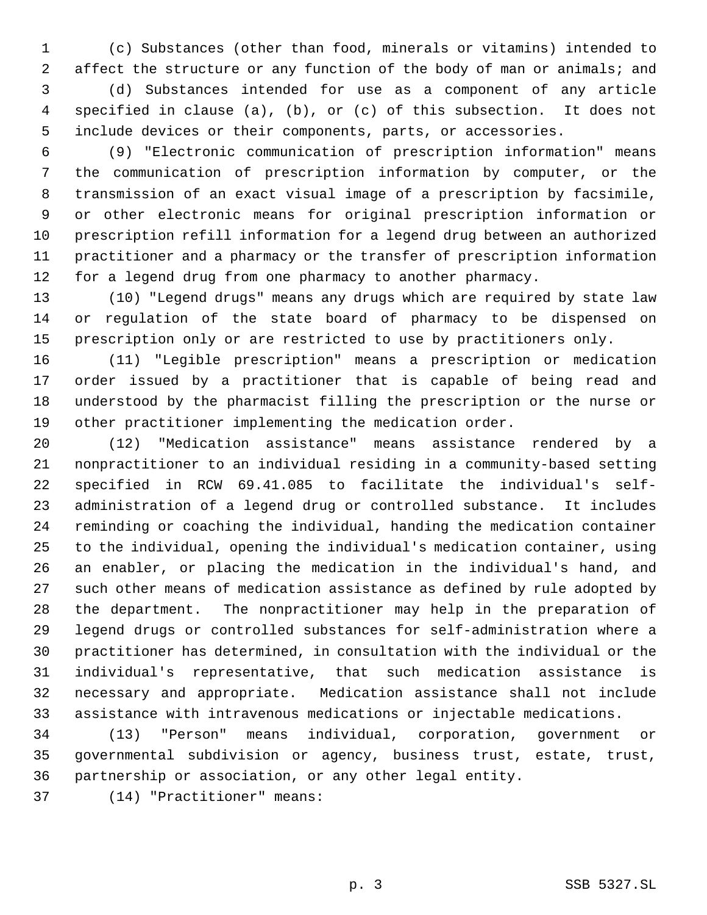(c) Substances (other than food, minerals or vitamins) intended to affect the structure or any function of the body of man or animals; and

(d) Substances intended for use as a component of any article specified in clause (a), (b), or (c) of this subsection. It does not include devices or their components, parts, or accessories.

(9) "Electronic communication of prescription information" means the communication of prescription information by computer, or the transmission of an exact visual image of a prescription by facsimile, or other electronic means for original prescription information or prescription refill information for a legend drug between an authorized practitioner and a pharmacy or the transfer of prescription information for a legend drug from one pharmacy to another pharmacy.

(10) "Legend drugs" means any drugs which are required by state law or regulation of the state board of pharmacy to be dispensed on prescription only or are restricted to use by practitioners only.

(11) "Legible prescription" means a prescription or medication order issued by a practitioner that is capable of being read and understood by the pharmacist filling the prescription or the nurse or other practitioner implementing the medication order.

(12) "Medication assistance" means assistance rendered by a nonpractitioner to an individual residing in a community-based setting specified in RCW 69.41.085 to facilitate the individual's self-administration of a legend drug or controlled substance. It includes reminding or coaching the individual, handing the medication container to the individual, opening the individual's medication container, using an enabler, or placing the medication in the individual's hand, and such other means of medication assistance as defined by rule adopted by the department. The nonpractitioner may help in the preparation of legend drugs or controlled substances for self-administration where a practitioner has determined, in consultation with the individual or the individual's representative, that such medication assistance is necessary and appropriate. Medication assistance shall not include assistance with intravenous medications or injectable medications.

(13) "Person" means individual, corporation, government or governmental subdivision or agency, business trust, estate, trust, partnership or association, or any other legal entity.

(14) "Practitioner" means: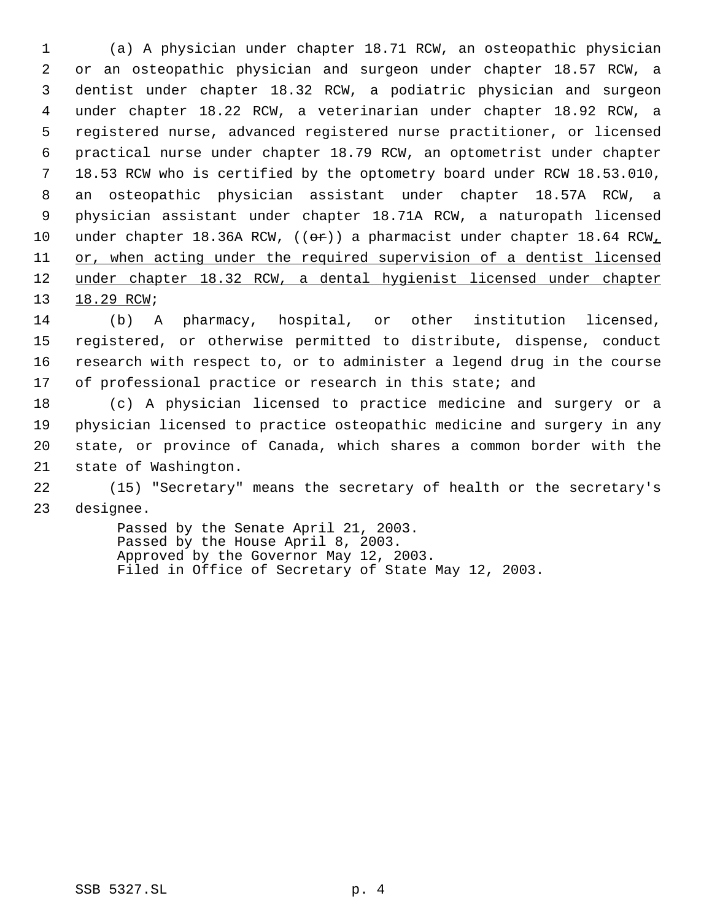(a) A physician under chapter 18.71 RCW, an osteopathic physician or an osteopathic physician and surgeon under chapter 18.57 RCW, a dentist under chapter 18.32 RCW, a podiatric physician and surgeon under chapter 18.22 RCW, a veterinarian under chapter 18.92 RCW, a registered nurse, advanced registered nurse practitioner, or licensed practical nurse under chapter 18.79 RCW, an optometrist under chapter 18.53 RCW who is certified by the optometry board under RCW 18.53.010, an osteopathic physician assistant under chapter 18.57A RCW, a physician assistant under chapter 18.71A RCW, a naturopath licensed under chapter 18.36A RCW, ((~~or~~)) a pharmacist under chapter 18.64 RCW, or, when acting under the required supervision of a dentist licensed under chapter 18.32 RCW, a dental hygienist licensed under chapter 18.29 RCW;

(b) A pharmacy, hospital, or other institution licensed, registered, or otherwise permitted to distribute, dispense, conduct research with respect to, or to administer a legend drug in the course of professional practice or research in this state; and

(c) A physician licensed to practice medicine and surgery or a physician licensed to practice osteopathic medicine and surgery in any state, or province of Canada, which shares a common border with the state of Washington.

(15) "Secretary" means the secretary of health or the secretary's designee.

Passed by the Senate April 21, 2003.
Passed by the House April 8, 2003.
Approved by the Governor May 12, 2003.
Filed in Office of Secretary of State May 12, 2003.